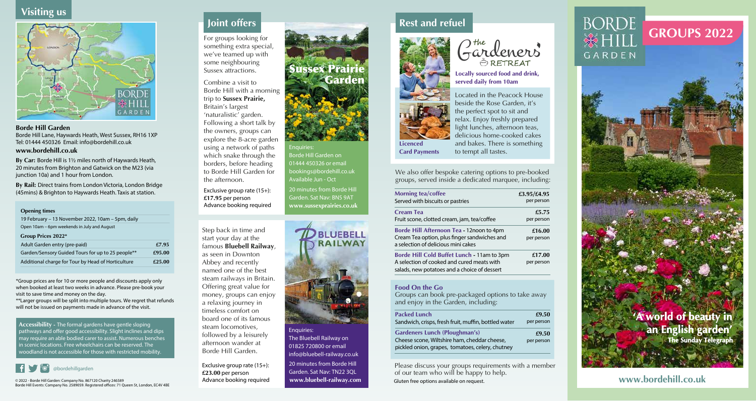## Visiting us

**Borde Hill Garden**
Borde Hill Lane, Haywards Heath, West Sussex, RH16 1XP
Tel: 01444 450326 Email: info@bordehill.co.uk
**www.bordehill.co.uk**

**By Car:** Borde Hill is 1½ miles north of Haywards Heath, 20 minutes from Brighton and Gatwick on the M23 (via junction 10a) and 1 hour from London.

**By Rail:** Direct trains from London Victoria, London Bridge (45mins) & Brighton to Haywards Heath. Taxis at station.

**Opening times**

19 February – 13 November 2022, 10am – 5pm, daily
Open 10am – 6pm weekends in July and August

**Group Prices 2022***

| | |
|---|---|
| Adult Garden entry (pre-paid) | £7.95 |
| Garden/Sensory Guided Tours for up to 25 people** | £95.00 |
| Additional charge for Tour by Head of Horticulture | £25.00 |

*Group prices are for 10 or more people and discounts apply only when booked at least two weeks in advance. Please pre-book your visit to save time and money on the day.
**Larger groups will be split into multiple tours. We regret that refunds will not be issued on payments made in advance of the visit.

**Accessibility** - The formal gardens have gentle sloping pathways and offer good accessibility. Slight inclines and dips may require an able bodied carer to assist. Numerous benches in scenic locations. Free wheelchairs can be reserved. The woodland is not accessible for those with restricted mobility.

@bordehillgarden

© 2022 - Borde Hill Garden: Company No. 867120 Charity 246589
Borde Hill Events: Company No. 2589059. Registered offices: 71 Queen St, London, EC4V 4BE

## Joint offers

For groups looking for something extra special, we've teamed up with some neighbouring Sussex attractions.

Combine a visit to Borde Hill with a morning trip to **Sussex Prairie,** Britain's largest 'naturalistic' garden. Following a short talk by the owners, groups can explore the 8-acre garden using a network of paths which snake through the borders, before heading to Borde Hill Garden for the afternoon.

Exclusive group rate (15+): **£17.95** per person
Advance booking required

**Sussex Prairie Garden**

Enquiries:
Borde Hill Garden on 01444 450326 or email bookings@bordehill.co.uk
Available Jun - Oct
20 minutes from Borde Hill Garden. Sat Nav: BN5 9AT
**www.sussexprairies.co.uk**

Step back in time and start your day at the famous **Bluebell Railway**, as seen in Downton Abbey and recently named one of the best steam railways in Britain. Offering great value for money, groups can enjoy a relaxing journey in timeless comfort on board one of its famous steam locomotives, followed by a leisurely afternoon wander at Borde Hill Garden.

Exclusive group rate (15+): **£23.00** per person
Advance booking required

**BLUEBELL RAILWAY**

Enquiries:
The Bluebell Railway on 01825 720800 or email info@bluebell-railway.co.uk
20 minutes from Borde Hill Garden. Sat Nav: TN22 3QL
**www.bluebell-railway.com**

## Rest and refuel

**The Gardeners' Retreat**

**Locally sourced food and drink, served daily from 10am**

Located in the Peacock House beside the Rose Garden, it's the perfect spot to sit and relax. Enjoy freshly prepared light lunches, afternoon teas, delicious home-cooked cakes and bakes. There is something to tempt all tastes.

**Licenced**
**Card Payments**

We also offer bespoke catering options to pre-booked groups, served inside a dedicated marquee, including:

| | |
|---|---|
| **Morning tea/coffee** Served with biscuits or pastries | **£3.95/£4.95** per person |
| **Cream Tea** Fruit scone, clotted cream, jam, tea/coffee | **£5.75** per person |
| **Borde Hill Afternoon Tea** - 12noon to 4pm Cream Tea option, plus finger sandwiches and a selection of delicious mini cakes | **£16.00** per person |
| **Borde Hill Cold Buffet Lunch** - 11am to 3pm A selection of cooked and cured meats with salads, new potatoes and a choice of dessert | **£17.00** per person |

**Food On the Go**
Groups can book pre-packaged options to take away and enjoy in the Garden, including:

| | |
|---|---|
| **Packed Lunch** Sandwich, crisps, fresh fruit, muffin, bottled water | **£9.50** per person |
| **Gardeners Lunch (Ploughman's)** Cheese scone, Wiltshire ham, cheddar cheese, pickled onion, grapes, tomatoes, celery, chutney | **£9.50** per person |

Please discuss your groups requirements with a member of our team who will be happy to help.
Gluten free options available on request.

# BORDE HILL GARDEN

## GROUPS 2022

'A world of beauty in an English garden'
The Sunday Telegraph

**www.bordehill.co.uk**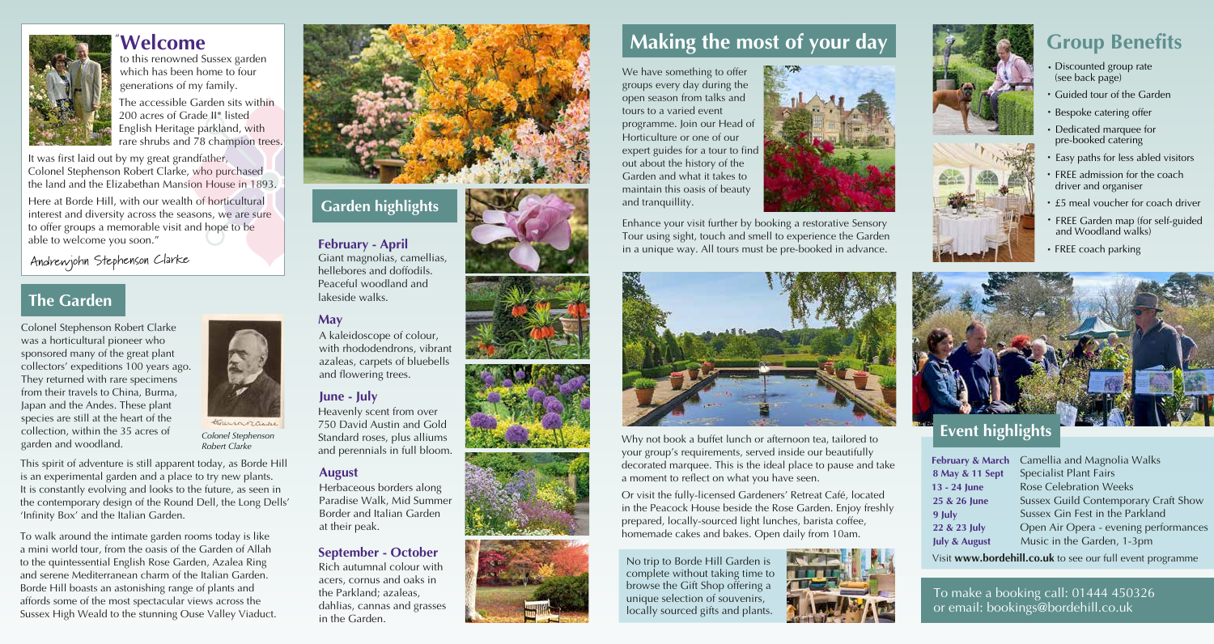## "Welcome

to this renowned Sussex garden which has been home to four generations of my family.

The accessible Garden sits within 200 acres of Grade II* listed English Heritage parkland, with rare shrubs and 78 champion trees.

It was first laid out by my great grandfather, Colonel Stephenson Robert Clarke, who purchased the land and the Elizabethan Mansion House in 1893.

Here at Borde Hill, with our wealth of horticultural interest and diversity across the seasons, we are sure to offer groups a memorable visit and hope to be able to welcome you soon."

Andrewjohn Stephenson Clarke

## The Garden

Colonel Stephenson Robert Clarke was a horticultural pioneer who sponsored many of the great plant collectors' expeditions 100 years ago. They returned with rare specimens from their travels to China, Burma, Japan and the Andes. These plant species are still at the heart of the collection, within the 35 acres of garden and woodland.

*Colonel Stephenson Robert Clarke*

This spirit of adventure is still apparent today, as Borde Hill is an experimental garden and a place to try new plants. It is constantly evolving and looks to the future, as seen in the contemporary design of the Round Dell, the Long Dells' 'Infinity Box' and the Italian Garden.

To walk around the intimate garden rooms today is like a mini world tour, from the oasis of the Garden of Allah to the quintessential English Rose Garden, Azalea Ring and serene Mediterranean charm of the Italian Garden. Borde Hill boasts an astonishing range of plants and affords some of the most spectacular views across the Sussex High Weald to the stunning Ouse Valley Viaduct.

## Garden highlights

### February - April
Giant magnolias, camellias, hellebores and daffodils. Peaceful woodland and lakeside walks.

### May
A kaleidoscope of colour, with rhododendrons, vibrant azaleas, carpets of bluebells and flowering trees.

### June - July
Heavenly scent from over 750 David Austin and Gold Standard roses, plus alliums and perennials in full bloom.

### August
Herbaceous borders along Paradise Walk, Mid Summer Border and Italian Garden at their peak.

### September - October
Rich autumnal colour with acers, cornus and oaks in the Parkland; azaleas, dahlias, cannas and grasses in the Garden.

## Making the most of your day

We have something to offer groups every day during the open season from talks and tours to a varied event programme. Join our Head of Horticulture or one of our expert guides for a tour to find out about the history of the Garden and what it takes to maintain this oasis of beauty and tranquillity.

Enhance your visit further by booking a restorative Sensory Tour using sight, touch and smell to experience the Garden in a unique way. All tours must be pre-booked in advance.

Why not book a buffet lunch or afternoon tea, tailored to your group's requirements, served inside our beautifully decorated marquee. This is the ideal place to pause and take a moment to reflect on what you have seen.

Or visit the fully-licensed Gardeners' Retreat Café, located in the Peacock House beside the Rose Garden. Enjoy freshly prepared, locally-sourced light lunches, barista coffee, homemade cakes and bakes. Open daily from 10am.

No trip to Borde Hill Garden is complete without taking time to browse the Gift Shop offering a unique selection of souvenirs, locally sourced gifts and plants.

## Group Benefits

- Discounted group rate (see back page)
- Guided tour of the Garden
- Bespoke catering offer
- Dedicated marquee for pre-booked catering
- Easy paths for less abled visitors
- FREE admission for the coach driver and organiser
- £5 meal voucher for coach driver
- FREE Garden map (for self-guided and Woodland walks)
- FREE coach parking

## Event highlights

| | |
|---|---|
| **February & March** | Camellia and Magnolia Walks |
| **8 May & 11 Sept** | Specialist Plant Fairs |
| **13 - 24 June** | Rose Celebration Weeks |
| **25 & 26 June** | Sussex Guild Contemporary Craft Show |
| **9 July** | Sussex Gin Fest in the Parkland |
| **22 & 23 July** | Open Air Opera - evening performances |
| **July & August** | Music in the Garden, 1-3pm |

Visit **www.bordehill.co.uk** to see our full event programme

To make a booking call: 01444 450326
or email: bookings@bordehill.co.uk